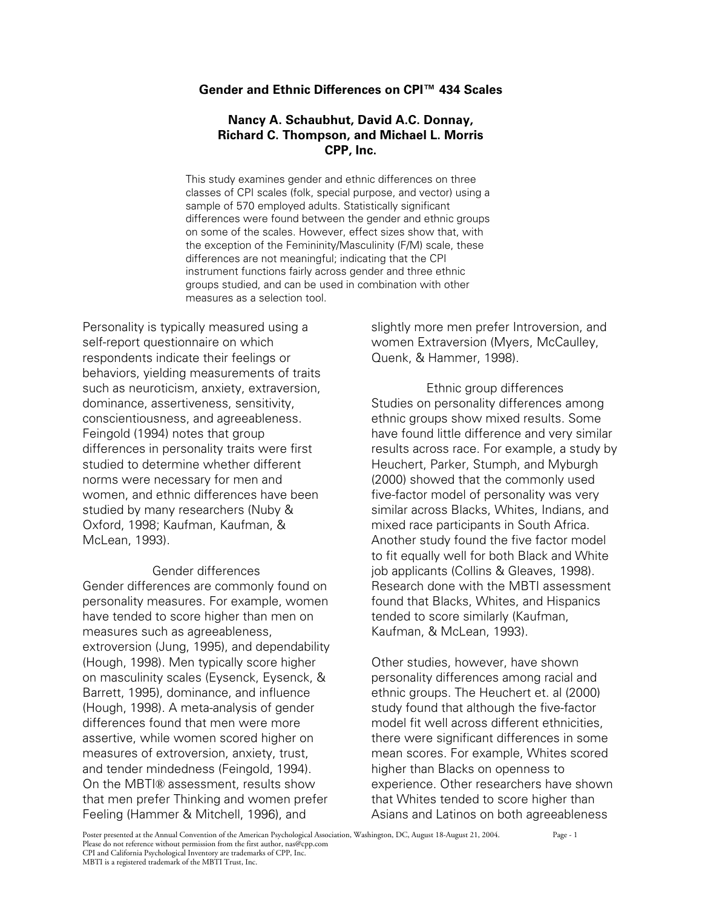# Gender and Ethnic Differences on CPI™ 434 Scales

**Nancy A. Schaubhut, David A.C. Donnay, Richard C. Thompson, and Michael L. Morris**
**CPP, Inc.**

This study examines gender and ethnic differences on three classes of CPI scales (folk, special purpose, and vector) using a sample of 570 employed adults. Statistically significant differences were found between the gender and ethnic groups on some of the scales. However, effect sizes show that, with the exception of the Femininity/Masculinity (F/M) scale, these differences are not meaningful; indicating that the CPI instrument functions fairly across gender and three ethnic groups studied, and can be used in combination with other measures as a selection tool.

Personality is typically measured using a self-report questionnaire on which respondents indicate their feelings or behaviors, yielding measurements of traits such as neuroticism, anxiety, extraversion, dominance, assertiveness, sensitivity, conscientiousness, and agreeableness. Feingold (1994) notes that group differences in personality traits were first studied to determine whether different norms were necessary for men and women, and ethnic differences have been studied by many researchers (Nuby & Oxford, 1998; Kaufman, Kaufman, & McLean, 1993).

## Gender differences

Gender differences are commonly found on personality measures. For example, women have tended to score higher than men on measures such as agreeableness, extroversion (Jung, 1995), and dependability (Hough, 1998). Men typically score higher on masculinity scales (Eysenck, Eysenck, & Barrett, 1995), dominance, and influence (Hough, 1998). A meta-analysis of gender differences found that men were more assertive, while women scored higher on measures of extroversion, anxiety, trust, and tender mindedness (Feingold, 1994). On the MBTI® assessment, results show that men prefer Thinking and women prefer Feeling (Hammer & Mitchell, 1996), and slightly more men prefer Introversion, and women Extraversion (Myers, McCaulley, Quenk, & Hammer, 1998).

## Ethnic group differences

Studies on personality differences among ethnic groups show mixed results. Some have found little difference and very similar results across race. For example, a study by Heuchert, Parker, Stumph, and Myburgh (2000) showed that the commonly used five-factor model of personality was very similar across Blacks, Whites, Indians, and mixed race participants in South Africa. Another study found the five factor model to fit equally well for both Black and White job applicants (Collins & Gleaves, 1998). Research done with the MBTI assessment found that Blacks, Whites, and Hispanics tended to score similarly (Kaufman, Kaufman, & McLean, 1993).

Other studies, however, have shown personality differences among racial and ethnic groups. The Heuchert et. al (2000) study found that although the five-factor model fit well across different ethnicities, there were significant differences in some mean scores. For example, Whites scored higher than Blacks on openness to experience. Other researchers have shown that Whites tended to score higher than Asians and Latinos on both agreeableness

Poster presented at the Annual Convention of the American Psychological Association, Washington, DC, August 18-August 21, 2004.
Please do not reference without permission from the first author, nas@cpp.com
CPI and California Psychological Inventory are trademarks of CPP, Inc.
MBTI is a registered trademark of the MBTI Trust, Inc.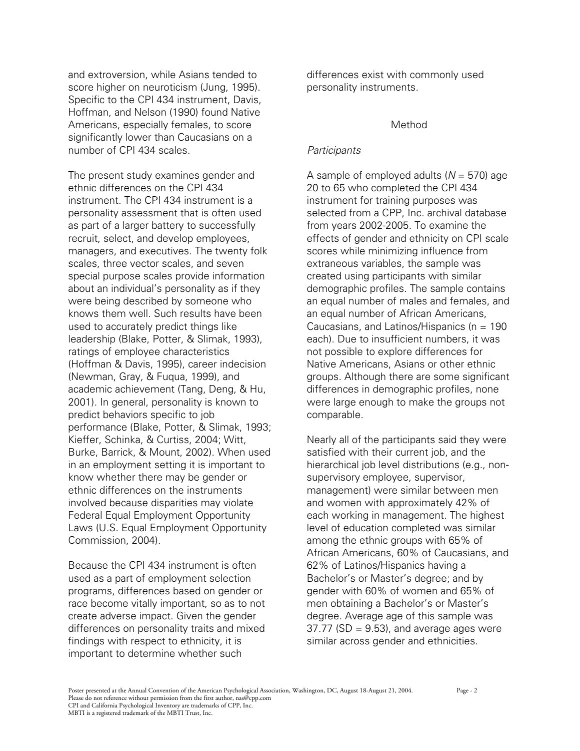and extroversion, while Asians tended to score higher on neuroticism (Jung, 1995). Specific to the CPI 434 instrument, Davis, Hoffman, and Nelson (1990) found Native Americans, especially females, to score significantly lower than Caucasians on a number of CPI 434 scales.

The present study examines gender and ethnic differences on the CPI 434 instrument. The CPI 434 instrument is a personality assessment that is often used as part of a larger battery to successfully recruit, select, and develop employees, managers, and executives. The twenty folk scales, three vector scales, and seven special purpose scales provide information about an individual's personality as if they were being described by someone who knows them well. Such results have been used to accurately predict things like leadership (Blake, Potter, & Slimak, 1993), ratings of employee characteristics (Hoffman & Davis, 1995), career indecision (Newman, Gray, & Fuqua, 1999), and academic achievement (Tang, Deng, & Hu, 2001). In general, personality is known to predict behaviors specific to job performance (Blake, Potter, & Slimak, 1993; Kieffer, Schinka, & Curtiss, 2004; Witt, Burke, Barrick, & Mount, 2002). When used in an employment setting it is important to know whether there may be gender or ethnic differences on the instruments involved because disparities may violate Federal Equal Employment Opportunity Laws (U.S. Equal Employment Opportunity Commission, 2004).

Because the CPI 434 instrument is often used as a part of employment selection programs, differences based on gender or race become vitally important, so as to not create adverse impact. Given the gender differences on personality traits and mixed findings with respect to ethnicity, it is important to determine whether such differences exist with commonly used personality instruments.

## Method

*Participants*

A sample of employed adults ($N$ = 570) age 20 to 65 who completed the CPI 434 instrument for training purposes was selected from a CPP, Inc. archival database from years 2002-2005. To examine the effects of gender and ethnicity on CPI scale scores while minimizing influence from extraneous variables, the sample was created using participants with similar demographic profiles. The sample contains an equal number of males and females, and an equal number of African Americans, Caucasians, and Latinos/Hispanics (n = 190 each). Due to insufficient numbers, it was not possible to explore differences for Native Americans, Asians or other ethnic groups. Although there are some significant differences in demographic profiles, none were large enough to make the groups not comparable.

Nearly all of the participants said they were satisfied with their current job, and the hierarchical job level distributions (e.g., non-supervisory employee, supervisor, management) were similar between men and women with approximately 42% of each working in management. The highest level of education completed was similar among the ethnic groups with 65% of African Americans, 60% of Caucasians, and 62% of Latinos/Hispanics having a Bachelor's or Master's degree; and by gender with 60% of women and 65% of men obtaining a Bachelor's or Master's degree. Average age of this sample was 37.77 (SD = 9.53), and average ages were similar across gender and ethnicities.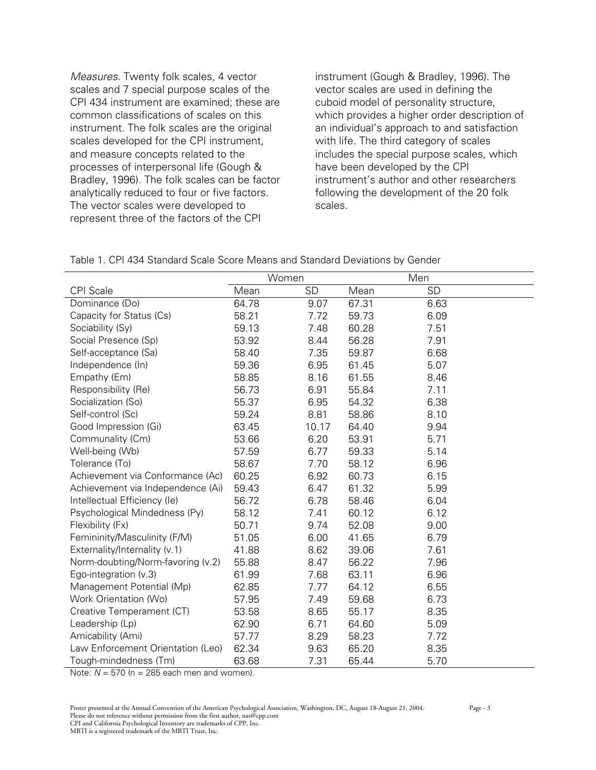*Measures.* Twenty folk scales, 4 vector scales and 7 special purpose scales of the CPI 434 instrument are examined; these are common classifications of scales on this instrument. The folk scales are the original scales developed for the CPI instrument, and measure concepts related to the processes of interpersonal life (Gough & Bradley, 1996). The folk scales can be factor analytically reduced to four or five factors. The vector scales were developed to represent three of the factors of the CPI instrument (Gough & Bradley, 1996). The vector scales are used in defining the cuboid model of personality structure, which provides a higher order description of an individual's approach to and satisfaction with life. The third category of scales includes the special purpose scales, which have been developed by the CPI instrument's author and other researchers following the development of the 20 folk scales.

Table 1. CPI 434 Standard Scale Score Means and Standard Deviations by Gender

| | Women | | Men | |
|---|---|---|---|---|
| CPI Scale | Mean | SD | Mean | SD |
| Dominance (Do) | 64.78 | 9.07 | 67.31 | 6.63 |
| Capacity for Status (Cs) | 58.21 | 7.72 | 59.73 | 6.09 |
| Sociability (Sy) | 59.13 | 7.48 | 60.28 | 7.51 |
| Social Presence (Sp) | 53.92 | 8.44 | 56.28 | 7.91 |
| Self-acceptance (Sa) | 58.40 | 7.35 | 59.87 | 6.68 |
| Independence (In) | 59.36 | 6.95 | 61.45 | 5.07 |
| Empathy (Em) | 58.85 | 8.16 | 61.55 | 8.46 |
| Responsibility (Re) | 56.73 | 6.91 | 55.84 | 7.11 |
| Socialization (So) | 55.37 | 6.95 | 54.32 | 6.38 |
| Self-control (Sc) | 59.24 | 8.81 | 58.86 | 8.10 |
| Good Impression (Gi) | 63.45 | 10.17 | 64.40 | 9.94 |
| Communality (Cm) | 53.66 | 6.20 | 53.91 | 5.71 |
| Well-being (Wb) | 57.59 | 6.77 | 59.33 | 5.14 |
| Tolerance (To) | 58.67 | 7.70 | 58.12 | 6.96 |
| Achievement via Conformance (Ac) | 60.25 | 6.92 | 60.73 | 6.15 |
| Achievement via Independence (Ai) | 59.43 | 6.47 | 61.32 | 5.99 |
| Intellectual Efficiency (Ie) | 56.72 | 6.78 | 58.46 | 6.04 |
| Psychological Mindedness (Py) | 58.12 | 7.41 | 60.12 | 6.12 |
| Flexibility (Fx) | 50.71 | 9.74 | 52.08 | 9.00 |
| Femininity/Masculinity (F/M) | 51.05 | 6.00 | 41.65 | 6.79 |
| Externality/Internality (v.1) | 41.88 | 8.62 | 39.06 | 7.61 |
| Norm-doubting/Norm-favoring (v.2) | 55.88 | 8.47 | 56.22 | 7.96 |
| Ego-integration (v.3) | 61.99 | 7.68 | 63.11 | 6.96 |
| Management Potential (Mp) | 62.85 | 7.77 | 64.12 | 6.55 |
| Work Orientation (Wo) | 57.95 | 7.49 | 59.68 | 6.73 |
| Creative Temperament (CT) | 53.58 | 8.65 | 55.17 | 8.35 |
| Leadership (Lp) | 62.90 | 6.71 | 64.60 | 5.09 |
| Amicability (Ami) | 57.77 | 8.29 | 58.23 | 7.72 |
| Law Enforcement Orientation (Leo) | 62.34 | 9.63 | 65.20 | 8.35 |
| Tough-mindedness (Tm) | 63.68 | 7.31 | 65.44 | 5.70 |

Note: $N = 570$ ($n = 285$ each men and women).

Poster presented at the Annual Convention of the American Psychological Association, Washington, DC, August 18-August 21, 2004.
Please do not reference without permission from the first author, nas@cpp.com
CPI and California Psychological Inventory are trademarks of CPP, Inc.
MBTI is a registered trademark of the MBTI Trust, Inc.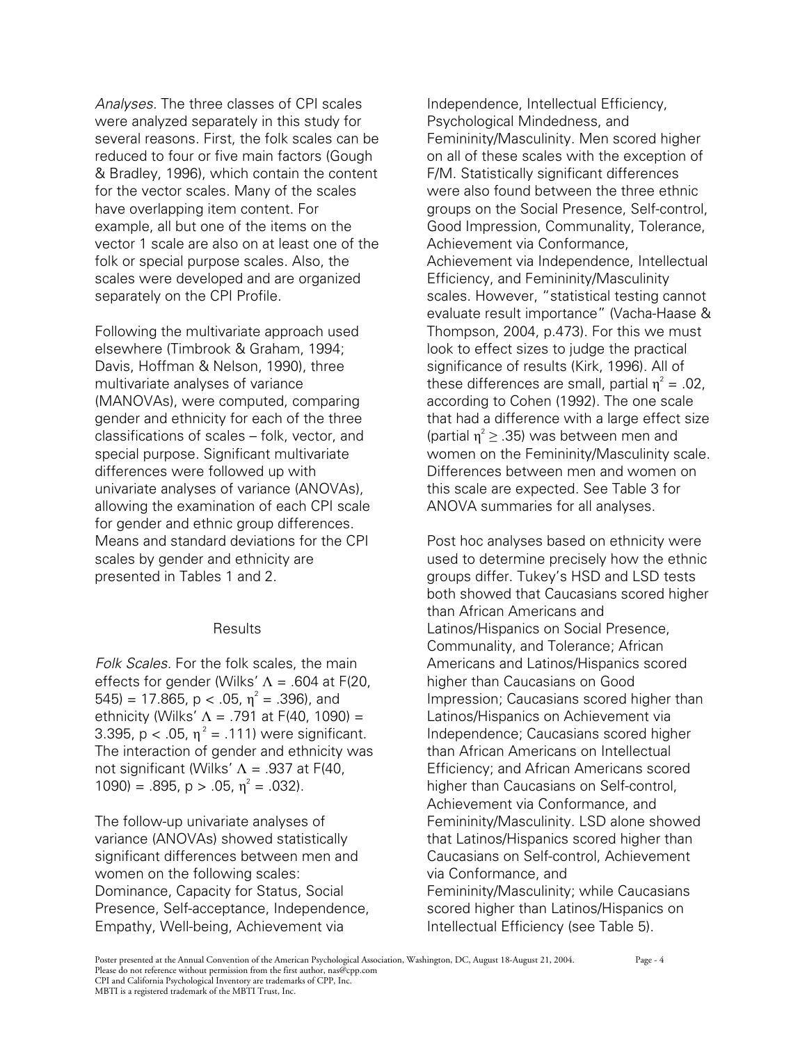*Analyses*. The three classes of CPI scales were analyzed separately in this study for several reasons. First, the folk scales can be reduced to four or five main factors (Gough & Bradley, 1996), which contain the content for the vector scales. Many of the scales have overlapping item content. For example, all but one of the items on the vector 1 scale are also on at least one of the folk or special purpose scales. Also, the scales were developed and are organized separately on the CPI Profile.

Following the multivariate approach used elsewhere (Timbrook & Graham, 1994; Davis, Hoffman & Nelson, 1990), three multivariate analyses of variance (MANOVAs), were computed, comparing gender and ethnicity for each of the three classifications of scales – folk, vector, and special purpose. Significant multivariate differences were followed up with univariate analyses of variance (ANOVAs), allowing the examination of each CPI scale for gender and ethnic group differences. Means and standard deviations for the CPI scales by gender and ethnicity are presented in Tables 1 and 2.

## Results

*Folk Scales*. For the folk scales, the main effects for gender (Wilks' $\Lambda = .604$ at $F(20, 545) = 17.865$, $p < .05$, $\eta^2 = .396$), and ethnicity (Wilks' $\Lambda = .791$ at $F(40, 1090) = 3.395$, $p < .05$, $\eta^2 = .111$) were significant. The interaction of gender and ethnicity was not significant (Wilks' $\Lambda = .937$ at $F(40, 1090) = .895$, $p > .05$, $\eta^2 = .032$).

The follow-up univariate analyses of variance (ANOVAs) showed statistically significant differences between men and women on the following scales: Dominance, Capacity for Status, Social Presence, Self-acceptance, Independence, Empathy, Well-being, Achievement via Independence, Intellectual Efficiency, Psychological Mindedness, and Femininity/Masculinity. Men scored higher on all of these scales with the exception of F/M. Statistically significant differences were also found between the three ethnic groups on the Social Presence, Self-control, Good Impression, Communality, Tolerance, Achievement via Conformance, Achievement via Independence, Intellectual Efficiency, and Femininity/Masculinity scales. However, "statistical testing cannot evaluate result importance" (Vacha-Haase & Thompson, 2004, p.473). For this we must look to effect sizes to judge the practical significance of results (Kirk, 1996). All of these differences are small, partial $\eta^2 = .02$, according to Cohen (1992). The one scale that had a difference with a large effect size (partial $\eta^2 \geq .35$) was between men and women on the Femininity/Masculinity scale. Differences between men and women on this scale are expected. See Table 3 for ANOVA summaries for all analyses.

Post hoc analyses based on ethnicity were used to determine precisely how the ethnic groups differ. Tukey's HSD and LSD tests both showed that Caucasians scored higher than African Americans and Latinos/Hispanics on Social Presence, Communality, and Tolerance; African Americans and Latinos/Hispanics scored higher than Caucasians on Good Impression; Caucasians scored higher than Latinos/Hispanics on Achievement via Independence; Caucasians scored higher than African Americans on Intellectual Efficiency; and African Americans scored higher than Caucasians on Self-control, Achievement via Conformance, and Femininity/Masculinity. LSD alone showed that Latinos/Hispanics scored higher than Caucasians on Self-control, Achievement via Conformance, and Femininity/Masculinity; while Caucasians scored higher than Latinos/Hispanics on Intellectual Efficiency (see Table 5).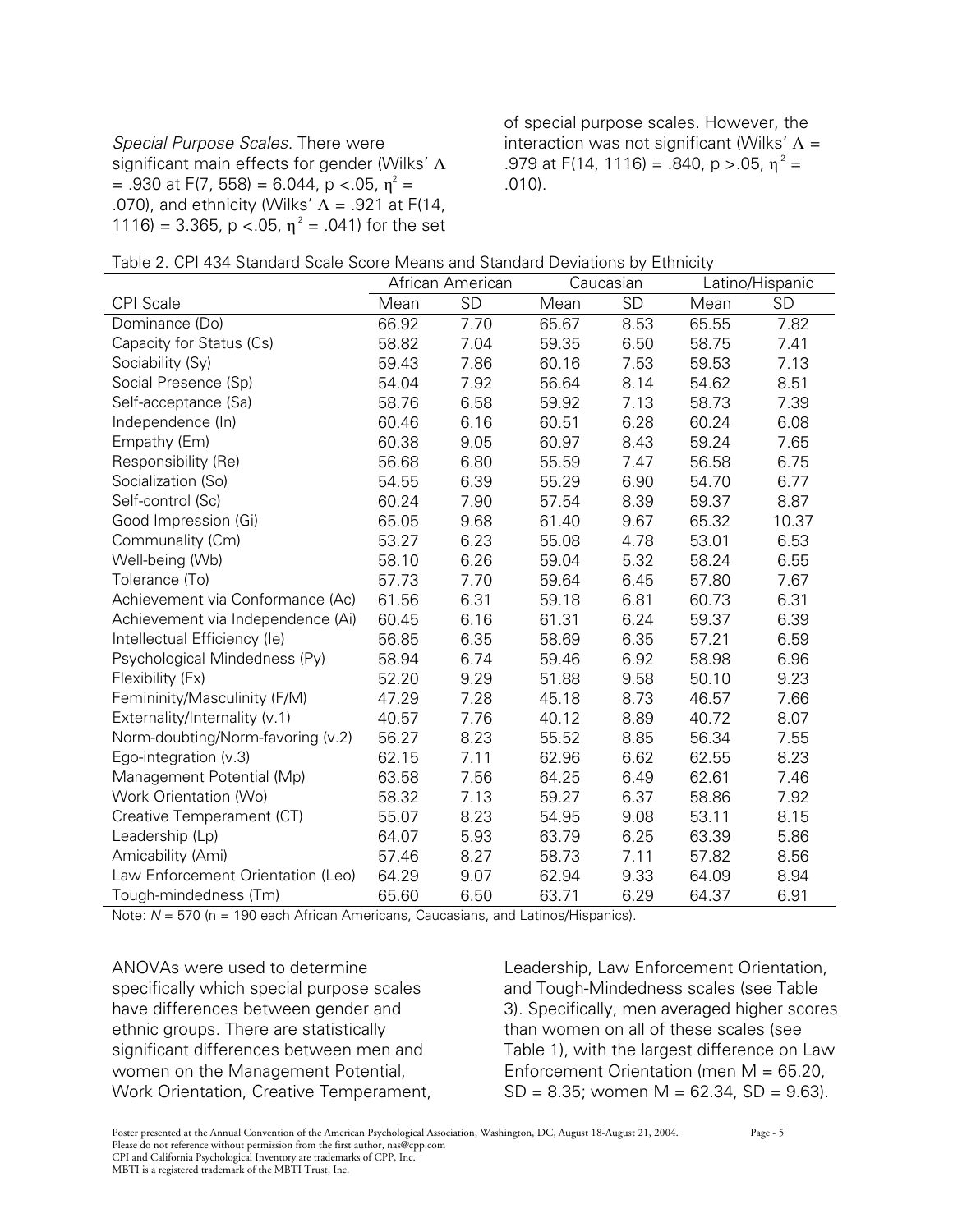*Special Purpose Scales.* There were significant main effects for gender (Wilks' $\Lambda$ = .930 at $F(7, 558) = 6.044$, $p < .05$, $\eta^2$ = .070), and ethnicity (Wilks' $\Lambda$ = .921 at $F(14, 1116) = 3.365$, $p < .05$, $\eta^2$ = .041) for the set of special purpose scales. However, the interaction was not significant (Wilks' $\Lambda$ = .979 at $F(14, 1116) = .840$, $p > .05$, $\eta^2$ = .010).

Table 2. CPI 434 Standard Scale Score Means and Standard Deviations by Ethnicity

| | African American | | Caucasian | | Latino/Hispanic | |
|---|---|---|---|---|---|---|
| CPI Scale | Mean | SD | Mean | SD | Mean | SD |
| Dominance (Do) | 66.92 | 7.70 | 65.67 | 8.53 | 65.55 | 7.82 |
| Capacity for Status (Cs) | 58.82 | 7.04 | 59.35 | 6.50 | 58.75 | 7.41 |
| Sociability (Sy) | 59.43 | 7.86 | 60.16 | 7.53 | 59.53 | 7.13 |
| Social Presence (Sp) | 54.04 | 7.92 | 56.64 | 8.14 | 54.62 | 8.51 |
| Self-acceptance (Sa) | 58.76 | 6.58 | 59.92 | 7.13 | 58.73 | 7.39 |
| Independence (In) | 60.46 | 6.16 | 60.51 | 6.28 | 60.24 | 6.08 |
| Empathy (Em) | 60.38 | 9.05 | 60.97 | 8.43 | 59.24 | 7.65 |
| Responsibility (Re) | 56.68 | 6.80 | 55.59 | 7.47 | 56.58 | 6.75 |
| Socialization (So) | 54.55 | 6.39 | 55.29 | 6.90 | 54.70 | 6.77 |
| Self-control (Sc) | 60.24 | 7.90 | 57.54 | 8.39 | 59.37 | 8.87 |
| Good Impression (Gi) | 65.05 | 9.68 | 61.40 | 9.67 | 65.32 | 10.37 |
| Communality (Cm) | 53.27 | 6.23 | 55.08 | 4.78 | 53.01 | 6.53 |
| Well-being (Wb) | 58.10 | 6.26 | 59.04 | 5.32 | 58.24 | 6.55 |
| Tolerance (To) | 57.73 | 7.70 | 59.64 | 6.45 | 57.80 | 7.67 |
| Achievement via Conformance (Ac) | 61.56 | 6.31 | 59.18 | 6.81 | 60.73 | 6.31 |
| Achievement via Independence (Ai) | 60.45 | 6.16 | 61.31 | 6.24 | 59.37 | 6.39 |
| Intellectual Efficiency (Ie) | 56.85 | 6.35 | 58.69 | 6.35 | 57.21 | 6.59 |
| Psychological Mindedness (Py) | 58.94 | 6.74 | 59.46 | 6.92 | 58.98 | 6.96 |
| Flexibility (Fx) | 52.20 | 9.29 | 51.88 | 9.58 | 50.10 | 9.23 |
| Femininity/Masculinity (F/M) | 47.29 | 7.28 | 45.18 | 8.73 | 46.57 | 7.66 |
| Externality/Internality (v.1) | 40.57 | 7.76 | 40.12 | 8.89 | 40.72 | 8.07 |
| Norm-doubting/Norm-favoring (v.2) | 56.27 | 8.23 | 55.52 | 8.85 | 56.34 | 7.55 |
| Ego-integration (v.3) | 62.15 | 7.11 | 62.96 | 6.62 | 62.55 | 8.23 |
| Management Potential (Mp) | 63.58 | 7.56 | 64.25 | 6.49 | 62.61 | 7.46 |
| Work Orientation (Wo) | 58.32 | 7.13 | 59.27 | 6.37 | 58.86 | 7.92 |
| Creative Temperament (CT) | 55.07 | 8.23 | 54.95 | 9.08 | 53.11 | 8.15 |
| Leadership (Lp) | 64.07 | 5.93 | 63.79 | 6.25 | 63.39 | 5.86 |
| Amicability (Ami) | 57.46 | 8.27 | 58.73 | 7.11 | 57.82 | 8.56 |
| Law Enforcement Orientation (Leo) | 64.29 | 9.07 | 62.94 | 9.33 | 64.09 | 8.94 |
| Tough-mindedness (Tm) | 65.60 | 6.50 | 63.71 | 6.29 | 64.37 | 6.91 |

Note: $N$ = 570 (n = 190 each African Americans, Caucasians, and Latinos/Hispanics).

ANOVAs were used to determine specifically which special purpose scales have differences between gender and ethnic groups. There are statistically significant differences between men and women on the Management Potential, Work Orientation, Creative Temperament, Leadership, Law Enforcement Orientation, and Tough-Mindedness scales (see Table 3). Specifically, men averaged higher scores than women on all of these scales (see Table 1), with the largest difference on Law Enforcement Orientation (men $M = 65.20$, $SD = 8.35$; women $M = 62.34$, $SD = 9.63$).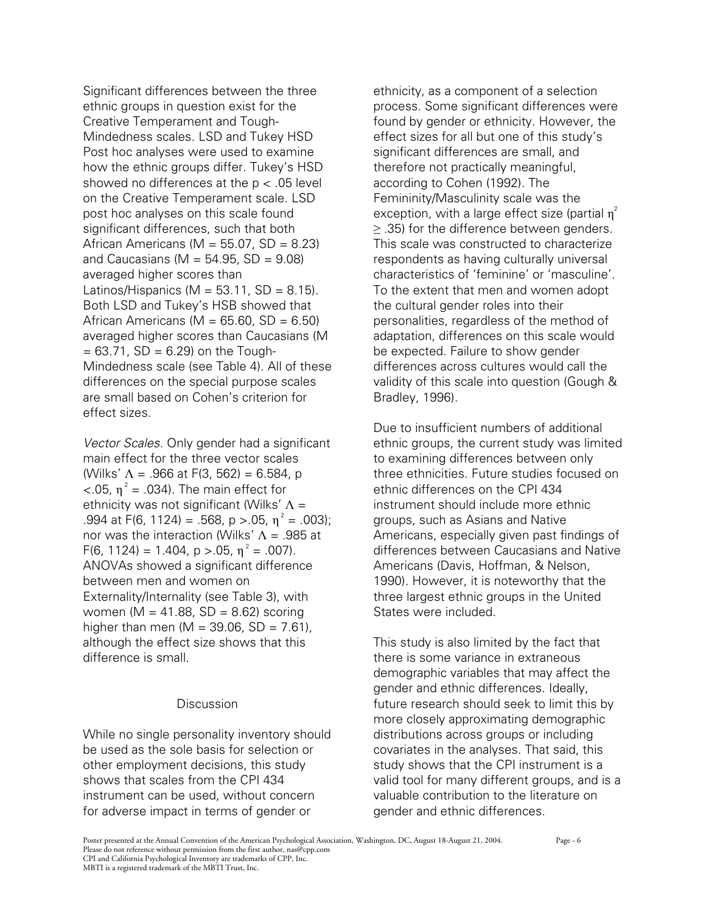Significant differences between the three ethnic groups in question exist for the Creative Temperament and Tough-Mindedness scales. LSD and Tukey HSD Post hoc analyses were used to examine how the ethnic groups differ. Tukey's HSD showed no differences at the $p < .05$ level on the Creative Temperament scale. LSD post hoc analyses on this scale found significant differences, such that both African Americans ($M = 55.07$, $SD = 8.23$) and Caucasians ($M = 54.95$, $SD = 9.08$) averaged higher scores than Latinos/Hispanics ($M = 53.11$, $SD = 8.15$). Both LSD and Tukey's HSB showed that African Americans ($M = 65.60$, $SD = 6.50$) averaged higher scores than Caucasians ($M = 63.71$, $SD = 6.29$) on the Tough-Mindedness scale (see Table 4). All of these differences on the special purpose scales are small based on Cohen's criterion for effect sizes.

*Vector Scales*. Only gender had a significant main effect for the three vector scales (Wilks' $\Lambda = .966$ at $F(3, 562) = 6.584$, $p < .05$, $\eta^2 = .034$). The main effect for ethnicity was not significant (Wilks' $\Lambda = .994$ at $F(6, 1124) = .568$, $p > .05$, $\eta^2 = .003$); nor was the interaction (Wilks' $\Lambda = .985$ at $F(6, 1124) = 1.404$, $p > .05$, $\eta^2 = .007$). ANOVAs showed a significant difference between men and women on Externality/Internality (see Table 3), with women ($M = 41.88$, $SD = 8.62$) scoring higher than men ($M = 39.06$, $SD = 7.61$), although the effect size shows that this difference is small.

## Discussion

While no single personality inventory should be used as the sole basis for selection or other employment decisions, this study shows that scales from the CPI 434 instrument can be used, without concern for adverse impact in terms of gender or ethnicity, as a component of a selection process. Some significant differences were found by gender or ethnicity. However, the effect sizes for all but one of this study's significant differences are small, and therefore not practically meaningful, according to Cohen (1992). The Femininity/Masculinity scale was the exception, with a large effect size (partial $\eta^2 \geq .35$) for the difference between genders. This scale was constructed to characterize respondents as having culturally universal characteristics of 'feminine' or 'masculine'. To the extent that men and women adopt the cultural gender roles into their personalities, regardless of the method of adaptation, differences on this scale would be expected. Failure to show gender differences across cultures would call the validity of this scale into question (Gough & Bradley, 1996).

Due to insufficient numbers of additional ethnic groups, the current study was limited to examining differences between only three ethnicities. Future studies focused on ethnic differences on the CPI 434 instrument should include more ethnic groups, such as Asians and Native Americans, especially given past findings of differences between Caucasians and Native Americans (Davis, Hoffman, & Nelson, 1990). However, it is noteworthy that the three largest ethnic groups in the United States were included.

This study is also limited by the fact that there is some variance in extraneous demographic variables that may affect the gender and ethnic differences. Ideally, future research should seek to limit this by more closely approximating demographic distributions across groups or including covariates in the analyses. That said, this study shows that the CPI instrument is a valid tool for many different groups, and is a valuable contribution to the literature on gender and ethnic differences.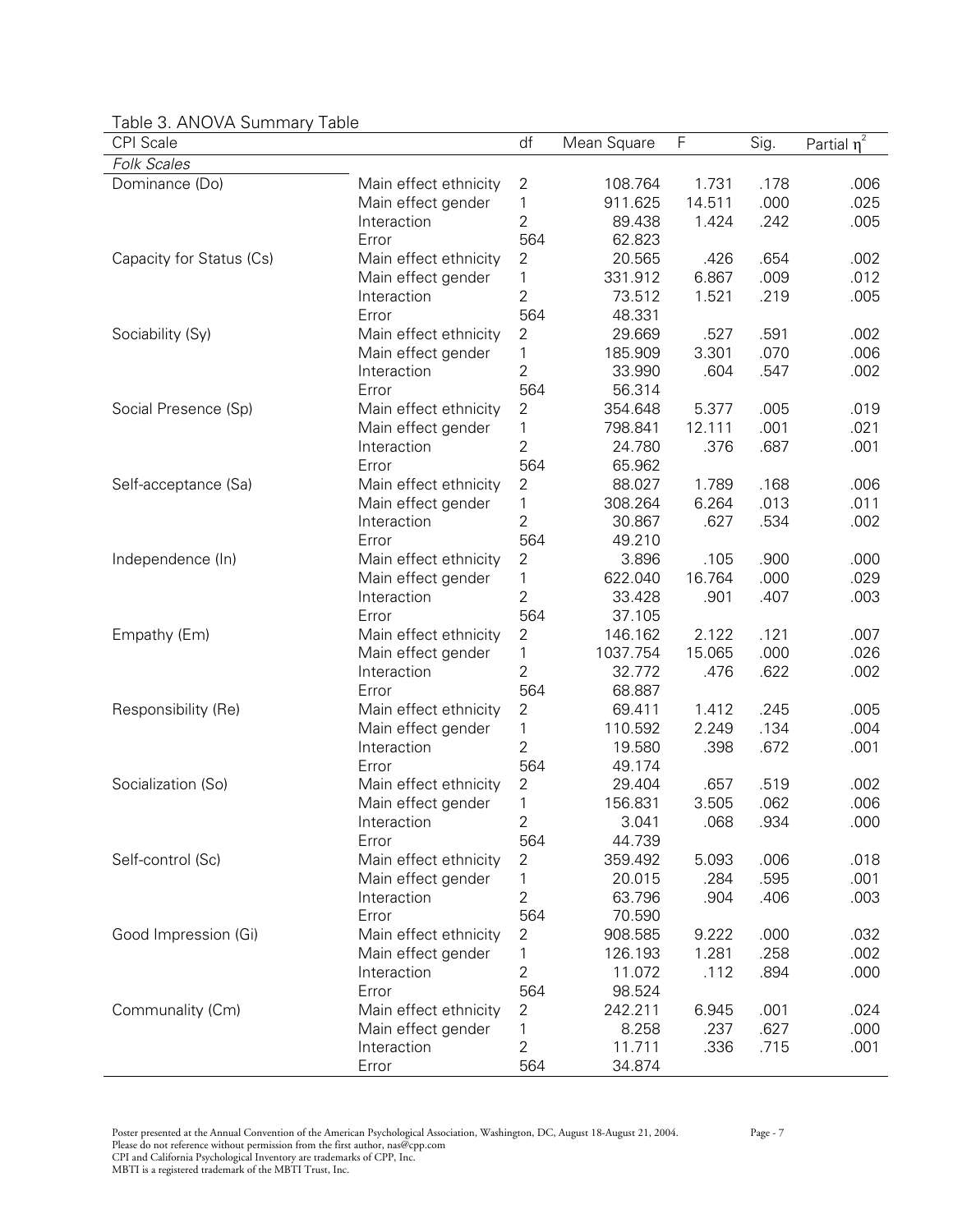Table 3. ANOVA Summary Table

| CPI Scale | | df | Mean Square | F | Sig. | Partial $\eta^2$ |
|---|---|---|---|---|---|---|
| *Folk Scales* | | | | | | |
| Dominance (Do) | Main effect ethnicity | 2 | 108.764 | 1.731 | .178 | .006 |
| | Main effect gender | 1 | 911.625 | 14.511 | .000 | .025 |
| | Interaction | 2 | 89.438 | 1.424 | .242 | .005 |
| | Error | 564 | 62.823 | | | |
| Capacity for Status (Cs) | Main effect ethnicity | 2 | 20.565 | .426 | .654 | .002 |
| | Main effect gender | 1 | 331.912 | 6.867 | .009 | .012 |
| | Interaction | 2 | 73.512 | 1.521 | .219 | .005 |
| | Error | 564 | 48.331 | | | |
| Sociability (Sy) | Main effect ethnicity | 2 | 29.669 | .527 | .591 | .002 |
| | Main effect gender | 1 | 185.909 | 3.301 | .070 | .006 |
| | Interaction | 2 | 33.990 | .604 | .547 | .002 |
| | Error | 564 | 56.314 | | | |
| Social Presence (Sp) | Main effect ethnicity | 2 | 354.648 | 5.377 | .005 | .019 |
| | Main effect gender | 1 | 798.841 | 12.111 | .001 | .021 |
| | Interaction | 2 | 24.780 | .376 | .687 | .001 |
| | Error | 564 | 65.962 | | | |
| Self-acceptance (Sa) | Main effect ethnicity | 2 | 88.027 | 1.789 | .168 | .006 |
| | Main effect gender | 1 | 308.264 | 6.264 | .013 | .011 |
| | Interaction | 2 | 30.867 | .627 | .534 | .002 |
| | Error | 564 | 49.210 | | | |
| Independence (In) | Main effect ethnicity | 2 | 3.896 | .105 | .900 | .000 |
| | Main effect gender | 1 | 622.040 | 16.764 | .000 | .029 |
| | Interaction | 2 | 33.428 | .901 | .407 | .003 |
| | Error | 564 | 37.105 | | | |
| Empathy (Em) | Main effect ethnicity | 2 | 146.162 | 2.122 | .121 | .007 |
| | Main effect gender | 1 | 1037.754 | 15.065 | .000 | .026 |
| | Interaction | 2 | 32.772 | .476 | .622 | .002 |
| | Error | 564 | 68.887 | | | |
| Responsibility (Re) | Main effect ethnicity | 2 | 69.411 | 1.412 | .245 | .005 |
| | Main effect gender | 1 | 110.592 | 2.249 | .134 | .004 |
| | Interaction | 2 | 19.580 | .398 | .672 | .001 |
| | Error | 564 | 49.174 | | | |
| Socialization (So) | Main effect ethnicity | 2 | 29.404 | .657 | .519 | .002 |
| | Main effect gender | 1 | 156.831 | 3.505 | .062 | .006 |
| | Interaction | 2 | 3.041 | .068 | .934 | .000 |
| | Error | 564 | 44.739 | | | |
| Self-control (Sc) | Main effect ethnicity | 2 | 359.492 | 5.093 | .006 | .018 |
| | Main effect gender | 1 | 20.015 | .284 | .595 | .001 |
| | Interaction | 2 | 63.796 | .904 | .406 | .003 |
| | Error | 564 | 70.590 | | | |
| Good Impression (Gi) | Main effect ethnicity | 2 | 908.585 | 9.222 | .000 | .032 |
| | Main effect gender | 1 | 126.193 | 1.281 | .258 | .002 |
| | Interaction | 2 | 11.072 | .112 | .894 | .000 |
| | Error | 564 | 98.524 | | | |
| Communality (Cm) | Main effect ethnicity | 2 | 242.211 | 6.945 | .001 | .024 |
| | Main effect gender | 1 | 8.258 | .237 | .627 | .000 |
| | Interaction | 2 | 11.711 | .336 | .715 | .001 |
| | Error | 564 | 34.874 | | | |

Poster presented at the Annual Convention of the American Psychological Association, Washington, DC, August 18-August 21, 2004.
Please do not reference without permission from the first author, nas@cpp.com
CPI and California Psychological Inventory are trademarks of CPP, Inc.
MBTI is a registered trademark of the MBTI Trust, Inc.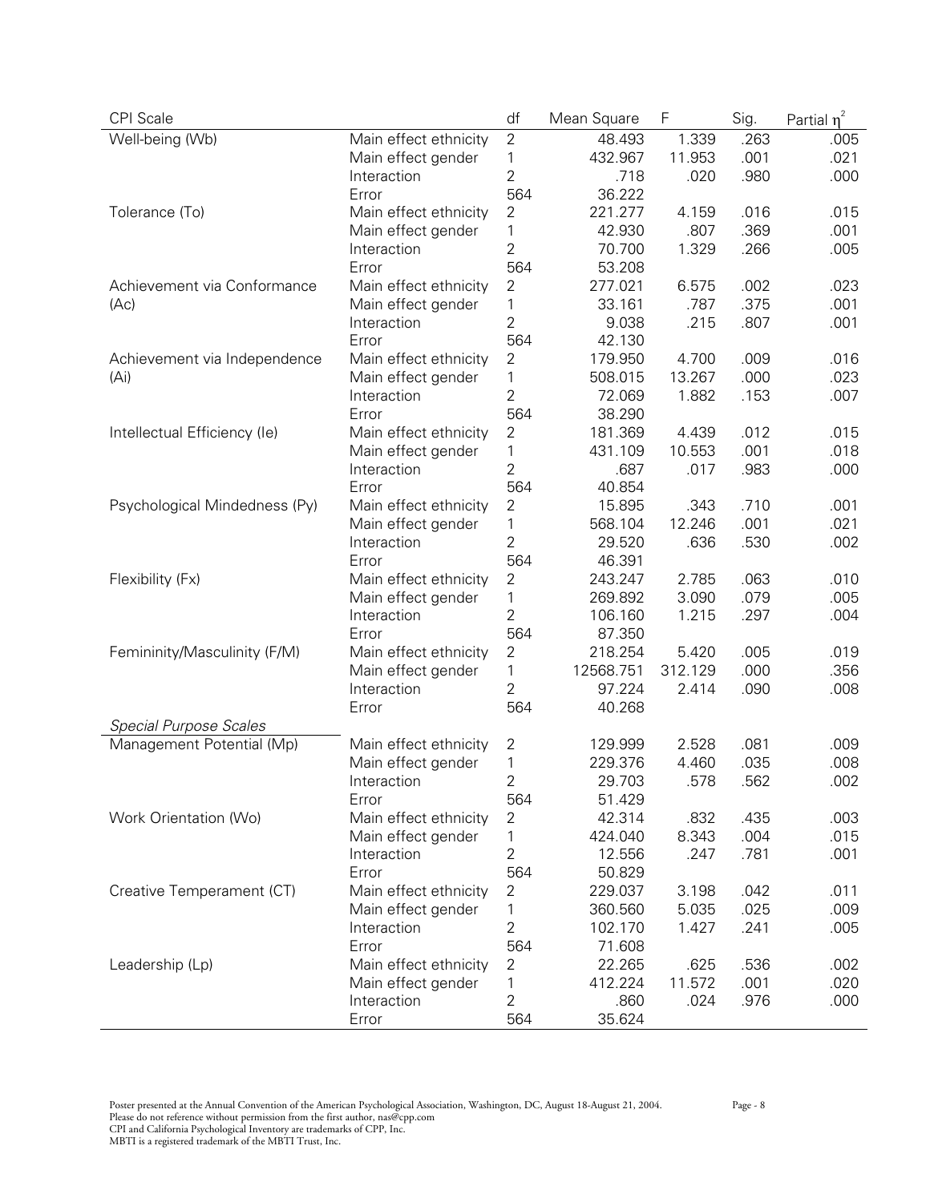| CPI Scale | | df | Mean Square | F | Sig. | Partial $\eta^2$ |
|---|---|---|---|---|---|---|
| Well-being (Wb) | Main effect ethnicity | 2 | 48.493 | 1.339 | .263 | .005 |
| | Main effect gender | 1 | 432.967 | 11.953 | .001 | .021 |
| | Interaction | 2 | .718 | .020 | .980 | .000 |
| | Error | 564 | 36.222 | | | |
| Tolerance (To) | Main effect ethnicity | 2 | 221.277 | 4.159 | .016 | .015 |
| | Main effect gender | 1 | 42.930 | .807 | .369 | .001 |
| | Interaction | 2 | 70.700 | 1.329 | .266 | .005 |
| | Error | 564 | 53.208 | | | |
| Achievement via Conformance (Ac) | Main effect ethnicity | 2 | 277.021 | 6.575 | .002 | .023 |
| | Main effect gender | 1 | 33.161 | .787 | .375 | .001 |
| | Interaction | 2 | 9.038 | .215 | .807 | .001 |
| | Error | 564 | 42.130 | | | |
| Achievement via Independence (Ai) | Main effect ethnicity | 2 | 179.950 | 4.700 | .009 | .016 |
| | Main effect gender | 1 | 508.015 | 13.267 | .000 | .023 |
| | Interaction | 2 | 72.069 | 1.882 | .153 | .007 |
| | Error | 564 | 38.290 | | | |
| Intellectual Efficiency (Ie) | Main effect ethnicity | 2 | 181.369 | 4.439 | .012 | .015 |
| | Main effect gender | 1 | 431.109 | 10.553 | .001 | .018 |
| | Interaction | 2 | .687 | .017 | .983 | .000 |
| | Error | 564 | 40.854 | | | |
| Psychological Mindedness (Py) | Main effect ethnicity | 2 | 15.895 | .343 | .710 | .001 |
| | Main effect gender | 1 | 568.104 | 12.246 | .001 | .021 |
| | Interaction | 2 | 29.520 | .636 | .530 | .002 |
| | Error | 564 | 46.391 | | | |
| Flexibility (Fx) | Main effect ethnicity | 2 | 243.247 | 2.785 | .063 | .010 |
| | Main effect gender | 1 | 269.892 | 3.090 | .079 | .005 |
| | Interaction | 2 | 106.160 | 1.215 | .297 | .004 |
| | Error | 564 | 87.350 | | | |
| Femininity/Masculinity (F/M) | Main effect ethnicity | 2 | 218.254 | 5.420 | .005 | .019 |
| | Main effect gender | 1 | 12568.751 | 312.129 | .000 | .356 |
| | Interaction | 2 | 97.224 | 2.414 | .090 | .008 |
| | Error | 564 | 40.268 | | | |
| *Special Purpose Scales* | | | | | | |
| Management Potential (Mp) | Main effect ethnicity | 2 | 129.999 | 2.528 | .081 | .009 |
| | Main effect gender | 1 | 229.376 | 4.460 | .035 | .008 |
| | Interaction | 2 | 29.703 | .578 | .562 | .002 |
| | Error | 564 | 51.429 | | | |
| Work Orientation (Wo) | Main effect ethnicity | 2 | 42.314 | .832 | .435 | .003 |
| | Main effect gender | 1 | 424.040 | 8.343 | .004 | .015 |
| | Interaction | 2 | 12.556 | .247 | .781 | .001 |
| | Error | 564 | 50.829 | | | |
| Creative Temperament (CT) | Main effect ethnicity | 2 | 229.037 | 3.198 | .042 | .011 |
| | Main effect gender | 1 | 360.560 | 5.035 | .025 | .009 |
| | Interaction | 2 | 102.170 | 1.427 | .241 | .005 |
| | Error | 564 | 71.608 | | | |
| Leadership (Lp) | Main effect ethnicity | 2 | 22.265 | .625 | .536 | .002 |
| | Main effect gender | 1 | 412.224 | 11.572 | .001 | .020 |
| | Interaction | 2 | .860 | .024 | .976 | .000 |
| | Error | 564 | 35.624 | | | |

Poster presented at the Annual Convention of the American Psychological Association, Washington, DC, August 18-August 21, 2004.
Please do not reference without permission from the first author, nas@cpp.com
CPI and California Psychological Inventory are trademarks of CPP, Inc.
MBTI is a registered trademark of the MBTI Trust, Inc.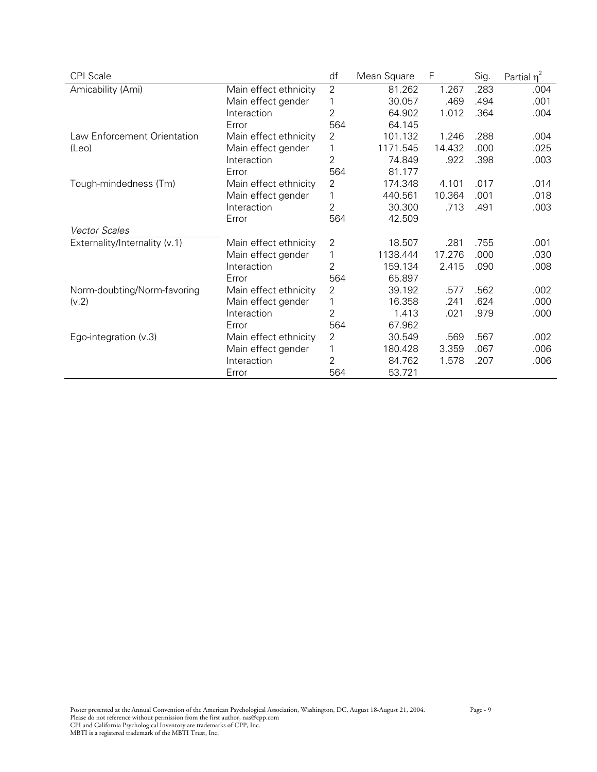| CPI Scale | | df | Mean Square | F | Sig. | Partial $\eta^2$ |
|---|---|---|---|---|---|---|
| Amicability (Ami) | Main effect ethnicity | 2 | 81.262 | 1.267 | .283 | .004 |
| | Main effect gender | 1 | 30.057 | .469 | .494 | .001 |
| | Interaction | 2 | 64.902 | 1.012 | .364 | .004 |
| | Error | 564 | 64.145 | | | |
| Law Enforcement Orientation (Leo) | Main effect ethnicity | 2 | 101.132 | 1.246 | .288 | .004 |
| | Main effect gender | 1 | 1171.545 | 14.432 | .000 | .025 |
| | Interaction | 2 | 74.849 | .922 | .398 | .003 |
| | Error | 564 | 81.177 | | | |
| Tough-mindedness (Tm) | Main effect ethnicity | 2 | 174.348 | 4.101 | .017 | .014 |
| | Main effect gender | 1 | 440.561 | 10.364 | .001 | .018 |
| | Interaction | 2 | 30.300 | .713 | .491 | .003 |
| | Error | 564 | 42.509 | | | |
| *Vector Scales* | | | | | | |
| Externality/Internality (v.1) | Main effect ethnicity | 2 | 18.507 | .281 | .755 | .001 |
| | Main effect gender | 1 | 1138.444 | 17.276 | .000 | .030 |
| | Interaction | 2 | 159.134 | 2.415 | .090 | .008 |
| | Error | 564 | 65.897 | | | |
| Norm-doubting/Norm-favoring (v.2) | Main effect ethnicity | 2 | 39.192 | .577 | .562 | .002 |
| | Main effect gender | 1 | 16.358 | .241 | .624 | .000 |
| | Interaction | 2 | 1.413 | .021 | .979 | .000 |
| | Error | 564 | 67.962 | | | |
| Ego-integration (v.3) | Main effect ethnicity | 2 | 30.549 | .569 | .567 | .002 |
| | Main effect gender | 1 | 180.428 | 3.359 | .067 | .006 |
| | Interaction | 2 | 84.762 | 1.578 | .207 | .006 |
| | Error | 564 | 53.721 | | | |

Poster presented at the Annual Convention of the American Psychological Association, Washington, DC, August 18-August 21, 2004.
Please do not reference without permission from the first author, nas@cpp.com
CPI and California Psychological Inventory are trademarks of CPP, Inc.
MBTI is a registered trademark of the MBTI Trust, Inc.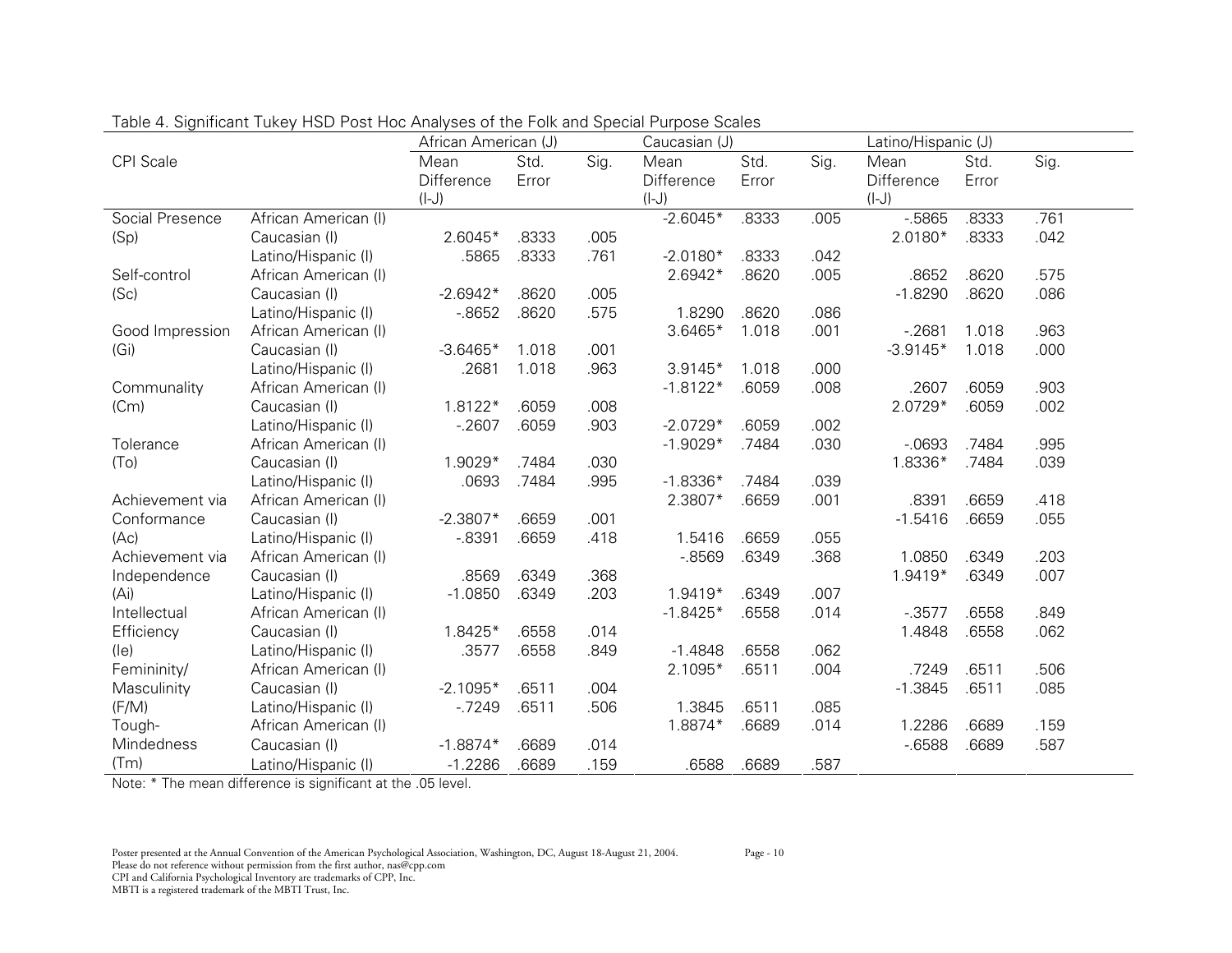Table 4. Significant Tukey HSD Post Hoc Analyses of the Folk and Special Purpose Scales

| CPI Scale | | African American (J) | | | Caucasian (J) | | | Latino/Hispanic (J) | | |
|---|---|---|---|---|---|---|---|---|---|---|
| | | Mean Difference (I-J) | Std. Error | Sig. | Mean Difference (I-J) | Std. Error | Sig. | Mean Difference (I-J) | Std. Error | Sig. |
| Social Presence (Sp) | African American (I) | | | | -2.6045* | .8333 | .005 | -.5865 | .8333 | .761 |
| | Caucasian (I) | 2.6045* | .8333 | .005 | | | | 2.0180* | .8333 | .042 |
| | Latino/Hispanic (I) | .5865 | .8333 | .761 | -2.0180* | .8333 | .042 | | | |
| Self-control (Sc) | African American (I) | | | | 2.6942* | .8620 | .005 | .8652 | .8620 | .575 |
| | Caucasian (I) | -2.6942* | .8620 | .005 | | | | -1.8290 | .8620 | .086 |
| | Latino/Hispanic (I) | -.8652 | .8620 | .575 | 1.8290 | .8620 | .086 | | | |
| Good Impression (Gi) | African American (I) | | | | 3.6465* | 1.018 | .001 | -.2681 | 1.018 | .963 |
| | Caucasian (I) | -3.6465* | 1.018 | .001 | | | | -3.9145* | 1.018 | .000 |
| | Latino/Hispanic (I) | .2681 | 1.018 | .963 | 3.9145* | 1.018 | .000 | | | |
| Communality (Cm) | African American (I) | | | | -1.8122* | .6059 | .008 | .2607 | .6059 | .903 |
| | Caucasian (I) | 1.8122* | .6059 | .008 | | | | 2.0729* | .6059 | .002 |
| | Latino/Hispanic (I) | -.2607 | .6059 | .903 | -2.0729* | .6059 | .002 | | | |
| Tolerance (To) | African American (I) | | | | -1.9029* | .7484 | .030 | -.0693 | .7484 | .995 |
| | Caucasian (I) | 1.9029* | .7484 | .030 | | | | 1.8336* | .7484 | .039 |
| | Latino/Hispanic (I) | .0693 | .7484 | .995 | -1.8336* | .7484 | .039 | | | |
| Achievement via Conformance (Ac) | African American (I) | | | | 2.3807* | .6659 | .001 | .8391 | .6659 | .418 |
| | Caucasian (I) | -2.3807* | .6659 | .001 | | | | -1.5416 | .6659 | .055 |
| | Latino/Hispanic (I) | -.8391 | .6659 | .418 | 1.5416 | .6659 | .055 | | | |
| Achievement via Independence (Ai) | African American (I) | | | | -.8569 | .6349 | .368 | 1.0850 | .6349 | .203 |
| | Caucasian (I) | .8569 | .6349 | .368 | | | | 1.9419* | .6349 | .007 |
| | Latino/Hispanic (I) | -1.0850 | .6349 | .203 | 1.9419* | .6349 | .007 | | | |
| Intellectual Efficiency (Ie) | African American (I) | | | | -1.8425* | .6558 | .014 | -.3577 | .6558 | .849 |
| | Caucasian (I) | 1.8425* | .6558 | .014 | | | | 1.4848 | .6558 | .062 |
| | Latino/Hispanic (I) | .3577 | .6558 | .849 | -1.4848 | .6558 | .062 | | | |
| Femininity/ Masculinity (F/M) | African American (I) | | | | 2.1095* | .6511 | .004 | .7249 | .6511 | .506 |
| | Caucasian (I) | -2.1095* | .6511 | .004 | | | | -1.3845 | .6511 | .085 |
| | Latino/Hispanic (I) | -.7249 | .6511 | .506 | 1.3845 | .6511 | .085 | | | |
| Tough-Mindedness (Tm) | African American (I) | | | | 1.8874* | .6689 | .014 | 1.2286 | .6689 | .159 |
| | Caucasian (I) | -1.8874* | .6689 | .014 | | | | -.6588 | .6689 | .587 |
| | Latino/Hispanic (I) | -1.2286 | .6689 | .159 | .6588 | .6689 | .587 | | | |

Note: * The mean difference is significant at the .05 level.

Poster presented at the Annual Convention of the American Psychological Association, Washington, DC, August 18-August 21, 2004.
Please do not reference without permission from the first author, nas@cpp.com
CPI and California Psychological Inventory are trademarks of CPP, Inc.
MBTI is a registered trademark of the MBTI Trust, Inc.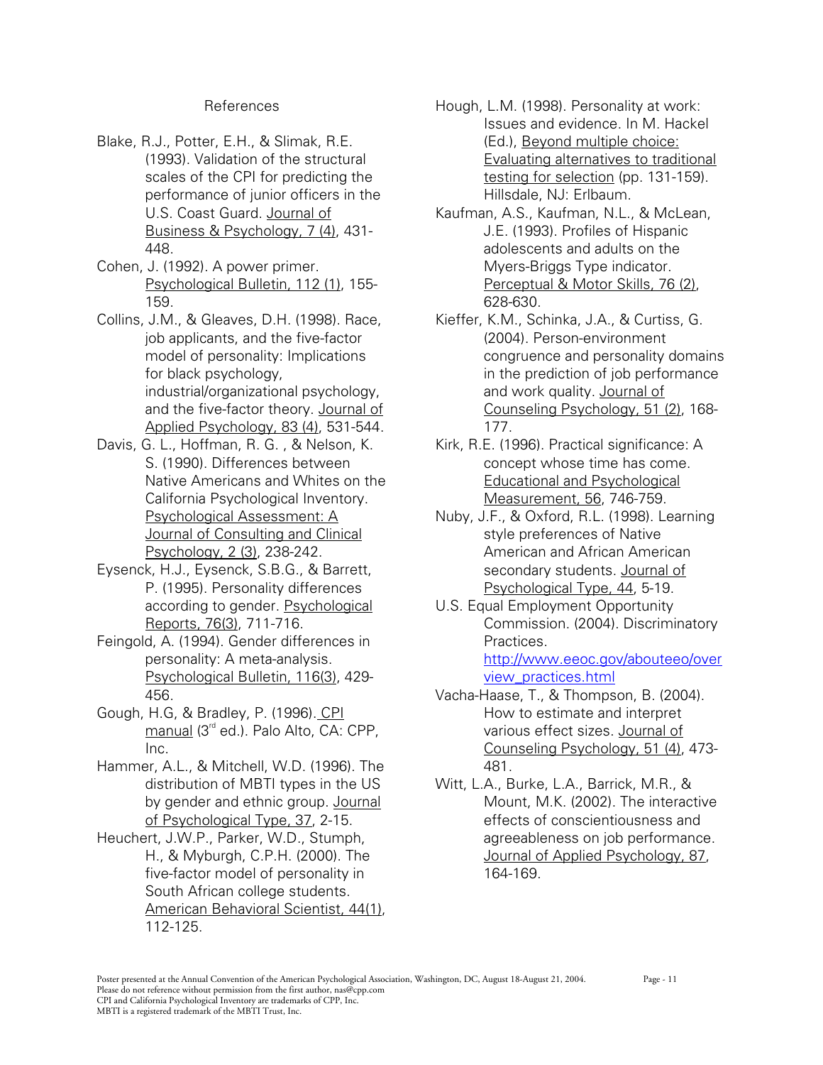## References

Blake, R.J., Potter, E.H., & Slimak, R.E. (1993). Validation of the structural scales of the CPI for predicting the performance of junior officers in the U.S. Coast Guard. Journal of Business & Psychology, 7 (4), 431-448.

Cohen, J. (1992). A power primer. Psychological Bulletin, 112 (1), 155-159.

Collins, J.M., & Gleaves, D.H. (1998). Race, job applicants, and the five-factor model of personality: Implications for black psychology, industrial/organizational psychology, and the five-factor theory. Journal of Applied Psychology, 83 (4), 531-544.

Davis, G. L., Hoffman, R. G. , & Nelson, K. S. (1990). Differences between Native Americans and Whites on the California Psychological Inventory. Psychological Assessment: A Journal of Consulting and Clinical Psychology, 2 (3), 238-242.

Eysenck, H.J., Eysenck, S.B.G., & Barrett, P. (1995). Personality differences according to gender. Psychological Reports, 76(3), 711-716.

Feingold, A. (1994). Gender differences in personality: A meta-analysis. Psychological Bulletin, 116(3), 429-456.

Gough, H.G, & Bradley, P. (1996). CPI manual (3rd ed.). Palo Alto, CA: CPP, Inc.

Hammer, A.L., & Mitchell, W.D. (1996). The distribution of MBTI types in the US by gender and ethnic group. Journal of Psychological Type, 37, 2-15.

Heuchert, J.W.P., Parker, W.D., Stumph, H., & Myburgh, C.P.H. (2000). The five-factor model of personality in South African college students. American Behavioral Scientist, 44(1), 112-125.

Hough, L.M. (1998). Personality at work: Issues and evidence. In M. Hackel (Ed.), Beyond multiple choice: Evaluating alternatives to traditional testing for selection (pp. 131-159). Hillsdale, NJ: Erlbaum.

Kaufman, A.S., Kaufman, N.L., & McLean, J.E. (1993). Profiles of Hispanic adolescents and adults on the Myers-Briggs Type indicator. Perceptual & Motor Skills, 76 (2), 628-630.

Kieffer, K.M., Schinka, J.A., & Curtiss, G. (2004). Person-environment congruence and personality domains in the prediction of job performance and work quality. Journal of Counseling Psychology, 51 (2), 168-177.

Kirk, R.E. (1996). Practical significance: A concept whose time has come. Educational and Psychological Measurement, 56, 746-759.

Nuby, J.F., & Oxford, R.L. (1998). Learning style preferences of Native American and African American secondary students. Journal of Psychological Type, 44, 5-19.

U.S. Equal Employment Opportunity Commission. (2004). Discriminatory Practices. http://www.eeoc.gov/abouteeo/overview_practices.html

Vacha-Haase, T., & Thompson, B. (2004). How to estimate and interpret various effect sizes. Journal of Counseling Psychology, 51 (4), 473-481.

Witt, L.A., Burke, L.A., Barrick, M.R., & Mount, M.K. (2002). The interactive effects of conscientiousness and agreeableness on job performance. Journal of Applied Psychology, 87, 164-169.

Poster presented at the Annual Convention of the American Psychological Association, Washington, DC, August 18-August 21, 2004.
Please do not reference without permission from the first author, nas@cpp.com
CPI and California Psychological Inventory are trademarks of CPP, Inc.
MBTI is a registered trademark of the MBTI Trust, Inc.